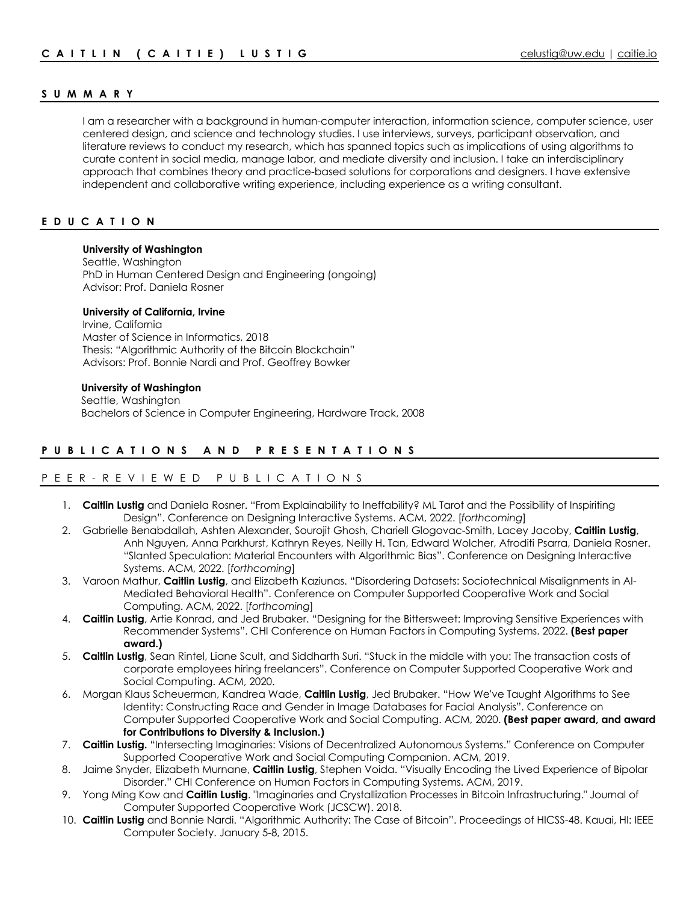# CAITLIN (CAITIE) LUSTIG

celustig@uw.edu | caitie.io

## SUMMARY

I am a researcher with a background in human-computer interaction, information science, computer science, user centered design, and science and technology studies. I use interviews, surveys, participant observation, and literature reviews to conduct my research, which has spanned topics such as implications of using algorithms to curate content in social media, manage labor, and mediate diversity and inclusion. I take an interdisciplinary approach that combines theory and practice-based solutions for corporations and designers. I have extensive independent and collaborative writing experience, including experience as a writing consultant.

## EDUCATION

**University of Washington**
Seattle, Washington
PhD in Human Centered Design and Engineering (ongoing)
Advisor: Prof. Daniela Rosner

**University of California, Irvine**
Irvine, California
Master of Science in Informatics, 2018
Thesis: "Algorithmic Authority of the Bitcoin Blockchain"
Advisors: Prof. Bonnie Nardi and Prof. Geoffrey Bowker

**University of Washington**
Seattle, Washington
Bachelors of Science in Computer Engineering, Hardware Track, 2008

## PUBLICATIONS AND PRESENTATIONS

### PEER-REVIEWED PUBLICATIONS

1. **Caitlin Lustig** and Daniela Rosner. "From Explainability to Ineffability? ML Tarot and the Possibility of Inspiriting Design". Conference on Designing Interactive Systems. ACM, 2022. [*forthcoming*]
2. Gabrielle Benabdallah, Ashten Alexander, Sourojit Ghosh, Chariell Glogovac-Smith, Lacey Jacoby, **Caitlin Lustig**, Anh Nguyen, Anna Parkhurst, Kathryn Reyes, Neilly H. Tan, Edward Wolcher, Afroditi Psarra, Daniela Rosner. "Slanted Speculation: Material Encounters with Algorithmic Bias". Conference on Designing Interactive Systems. ACM, 2022. [*forthcoming*]
3. Varoon Mathur, **Caitlin Lustig**, and Elizabeth Kaziunas. "Disordering Datasets: Sociotechnical Misalignments in AI-Mediated Behavioral Health". Conference on Computer Supported Cooperative Work and Social Computing. ACM, 2022. [*forthcoming*]
4. **Caitlin Lustig**, Artie Konrad, and Jed Brubaker. "Designing for the Bittersweet: Improving Sensitive Experiences with Recommender Systems". CHI Conference on Human Factors in Computing Systems. 2022. **(Best paper award.)**
5. **Caitlin Lustig**, Sean Rintel, Liane Scult, and Siddharth Suri. "Stuck in the middle with you: The transaction costs of corporate employees hiring freelancers". Conference on Computer Supported Cooperative Work and Social Computing. ACM, 2020.
6. Morgan Klaus Scheuerman, Kandrea Wade, **Caitlin Lustig**, Jed Brubaker. "How We've Taught Algorithms to See Identity: Constructing Race and Gender in Image Databases for Facial Analysis". Conference on Computer Supported Cooperative Work and Social Computing. ACM, 2020. **(Best paper award, and award for Contributions to Diversity & Inclusion.)**
7. **Caitlin Lustig.** "Intersecting Imaginaries: Visions of Decentralized Autonomous Systems." Conference on Computer Supported Cooperative Work and Social Computing Companion. ACM, 2019.
8. Jaime Snyder, Elizabeth Murnane, **Caitlin Lustig**, Stephen Voida. "Visually Encoding the Lived Experience of Bipolar Disorder." CHI Conference on Human Factors in Computing Systems. ACM, 2019.
9. Yong Ming Kow and **Caitlin Lustig**. "Imaginaries and Crystallization Processes in Bitcoin Infrastructuring." Journal of Computer Supported Cooperative Work (JCSCW). 2018.
10. **Caitlin Lustig** and Bonnie Nardi. "Algorithmic Authority: The Case of Bitcoin". Proceedings of HICSS-48. Kauai, HI: IEEE Computer Society. January 5-8, 2015.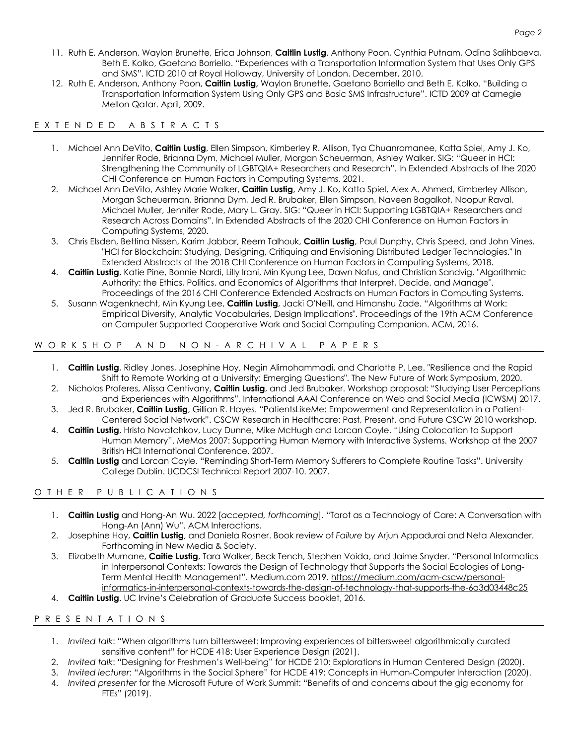11. Ruth E. Anderson, Waylon Brunette, Erica Johnson, **Caitlin Lustig**, Anthony Poon, Cynthia Putnam, Odina Salihbaeva, Beth E. Kolko, Gaetano Borriello. "Experiences with a Transportation Information System that Uses Only GPS and SMS". ICTD 2010 at Royal Holloway, University of London. December, 2010.
12. Ruth E. Anderson, Anthony Poon, **Caitlin Lustig,** Waylon Brunette, Gaetano Borriello and Beth E. Kolko. "Building a Transportation Information System Using Only GPS and Basic SMS Infrastructure". ICTD 2009 at Carnegie Mellon Qatar. April, 2009.

## EXTENDED ABSTRACTS

1. Michael Ann DeVito, **Caitlin Lustig**, Ellen Simpson, Kimberley R. Allison, Tya Chuanromanee, Katta Spiel, Amy J. Ko, Jennifer Rode, Brianna Dym, Michael Muller, Morgan Scheuerman, Ashley Walker. SIG: "Queer in HCI: Strengthening the Community of LGBTQIA+ Researchers and Research". In Extended Abstracts of the 2020 CHI Conference on Human Factors in Computing Systems, 2021.
2. Michael Ann DeVito, Ashley Marie Walker, **Caitlin Lustig**, Amy J. Ko, Katta Spiel, Alex A. Ahmed, Kimberley Allison, Morgan Scheuerman, Brianna Dym, Jed R. Brubaker, Ellen Simpson, Naveen Bagalkot, Noopur Raval, Michael Muller, Jennifer Rode, Mary L. Gray. SIG: "Queer in HCI: Supporting LGBTQIA+ Researchers and Research Across Domains". In Extended Abstracts of the 2020 CHI Conference on Human Factors in Computing Systems, 2020.
3. Chris Elsden, Bettina Nissen, Karim Jabbar, Reem Talhouk, **Caitlin Lustig**, Paul Dunphy, Chris Speed, and John Vines. "HCI for Blockchain: Studying, Designing, Critiquing and Envisioning Distributed Ledger Technologies." In Extended Abstracts of the 2018 CHI Conference on Human Factors in Computing Systems, 2018.
4. **Caitlin Lustig**, Katie Pine, Bonnie Nardi, Lilly Irani, Min Kyung Lee, Dawn Nafus, and Christian Sandvig. "Algorithmic Authority: the Ethics, Politics, and Economics of Algorithms that Interpret, Decide, and Manage". Proceedings of the 2016 CHI Conference Extended Abstracts on Human Factors in Computing Systems.
5. Susann Wagenknecht, Min Kyung Lee, **Caitlin Lustig**, Jacki O'Neill, and Himanshu Zade. "Algorithms at Work: Empirical Diversity, Analytic Vocabularies, Design Implications". Proceedings of the 19th ACM Conference on Computer Supported Cooperative Work and Social Computing Companion. ACM, 2016.

## WORKSHOP AND NON-ARCHIVAL PAPERS

1. **Caitlin Lustig**, Ridley Jones, Josephine Hoy, Negin Alimohammadi, and Charlotte P. Lee. "Resilience and the Rapid Shift to Remote Working at a University: Emerging Questions". The New Future of Work Symposium, 2020.
2. Nicholas Proferes, Alissa Centivany, **Caitlin Lustig**, and Jed Brubaker. Workshop proposal: "Studying User Perceptions and Experiences with Algorithms". International AAAI Conference on Web and Social Media (ICWSM) 2017.
3. Jed R. Brubaker, **Caitlin Lustig**, Gillian R. Hayes. "PatientsLikeMe: Empowerment and Representation in a Patient-Centered Social Network". CSCW Research in Healthcare: Past, Present, and Future CSCW 2010 workshop.
4. **Caitlin Lustig**, Hristo Novatchkov, Lucy Dunne, Mike McHugh and Lorcan Coyle. "Using Colocation to Support Human Memory". MeMos 2007: Supporting Human Memory with Interactive Systems. Workshop at the 2007 British HCI International Conference. 2007.
5. **Caitlin Lustig** and Lorcan Coyle. "Reminding Short-Term Memory Sufferers to Complete Routine Tasks". University College Dublin. UCDCSI Technical Report 2007-10. 2007.

## OTHER PUBLICATIONS

1. **Caitlin Lustig** and Hong-An Wu. 2022 [*accepted, forthcoming*]. "Tarot as a Technology of Care: A Conversation with Hong-An (Ann) Wu". ACM Interactions.
2. Josephine Hoy, **Caitlin Lustig**, and Daniela Rosner. Book review of *Failure* by Arjun Appadurai and Neta Alexander. Forthcoming in New Media & Society.
3. Elizabeth Murnane, **Caitie Lustig**, Tara Walker, Beck Tench, Stephen Voida, and Jaime Snyder. "Personal Informatics in Interpersonal Contexts: Towards the Design of Technology that Supports the Social Ecologies of Long-Term Mental Health Management". Medium.com 2019. https://medium.com/acm-cscw/personal-informatics-in-interpersonal-contexts-towards-the-design-of-technology-that-supports-the-6a3d03448c25
4. **Caitlin Lustig**. UC Irvine's Celebration of Graduate Success booklet, 2016.

## PRESENTATIONS

1. *Invited talk*: "When algorithms turn bittersweet: Improving experiences of bittersweet algorithmically curated sensitive content" for HCDE 418: User Experience Design (2021).
2. *Invited talk*: "Designing for Freshmen's Well-being" for HCDE 210: Explorations in Human Centered Design (2020).
3. *Invited lecturer*: "Algorithms in the Social Sphere" for HCDE 419: Concepts in Human-Computer Interaction (2020).
4. *Invited presenter* for the Microsoft Future of Work Summit: "Benefits of and concerns about the gig economy for FTEs" (2019).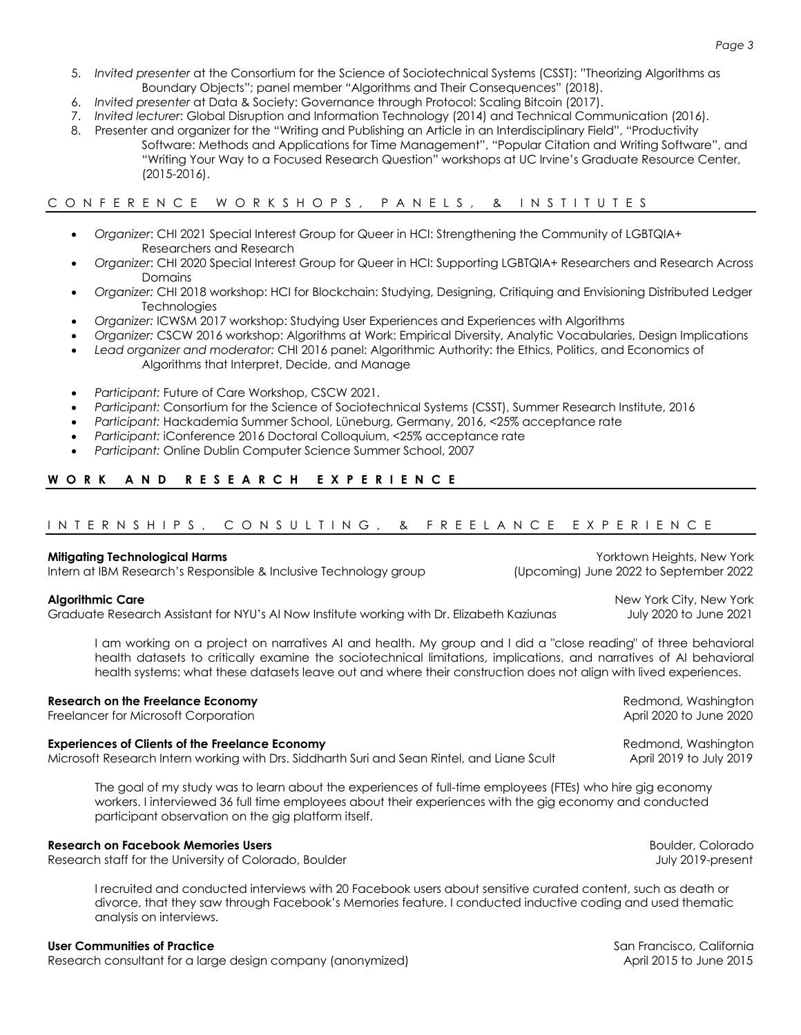5. *Invited presenter* at the Consortium for the Science of Sociotechnical Systems (CSST): "Theorizing Algorithms as Boundary Objects"; panel member "Algorithms and Their Consequences" (2018).
6. *Invited presenter* at Data & Society: Governance through Protocol: Scaling Bitcoin (2017).
7. *Invited lecturer*: Global Disruption and Information Technology (2014) and Technical Communication (2016).
8. Presenter and organizer for the "Writing and Publishing an Article in an Interdisciplinary Field", "Productivity Software: Methods and Applications for Time Management", "Popular Citation and Writing Software", and "Writing Your Way to a Focused Research Question" workshops at UC Irvine's Graduate Resource Center, (2015-2016).

### CONFERENCE WORKSHOPS, PANELS, & INSTITUTES

- *Organizer*: CHI 2021 Special Interest Group for Queer in HCI: Strengthening the Community of LGBTQIA+ Researchers and Research
- *Organizer*: CHI 2020 Special Interest Group for Queer in HCI: Supporting LGBTQIA+ Researchers and Research Across Domains
- *Organizer:* CHI 2018 workshop: HCI for Blockchain: Studying, Designing, Critiquing and Envisioning Distributed Ledger Technologies
- *Organizer:* ICWSM 2017 workshop: Studying User Experiences and Experiences with Algorithms
- *Organizer:* CSCW 2016 workshop: Algorithms at Work: Empirical Diversity, Analytic Vocabularies, Design Implications
- *Lead organizer and moderator:* CHI 2016 panel: Algorithmic Authority: the Ethics, Politics, and Economics of Algorithms that Interpret, Decide, and Manage

- *Participant:* Future of Care Workshop, CSCW 2021.
- *Participant:* Consortium for the Science of Sociotechnical Systems (CSST), Summer Research Institute, 2016
- *Participant:* Hackademia Summer School, Lüneburg, Germany, 2016, <25% acceptance rate
- *Participant:* iConference 2016 Doctoral Colloquium, <25% acceptance rate
- *Participant:* Online Dublin Computer Science Summer School, 2007

## WORK AND RESEARCH EXPERIENCE

### INTERNSHIPS, CONSULTING, & FREELANCE EXPERIENCE

**Mitigating Technological Harms** — Yorktown Heights, New York
Intern at IBM Research's Responsible & Inclusive Technology group — (Upcoming) June 2022 to September 2022

**Algorithmic Care** — New York City, New York
Graduate Research Assistant for NYU's AI Now Institute working with Dr. Elizabeth Kaziunas — July 2020 to June 2021

I am working on a project on narratives AI and health. My group and I did a "close reading" of three behavioral health datasets to critically examine the sociotechnical limitations, implications, and narratives of AI behavioral health systems: what these datasets leave out and where their construction does not align with lived experiences.

**Research on the Freelance Economy** — Redmond, Washington
Freelancer for Microsoft Corporation — April 2020 to June 2020

**Experiences of Clients of the Freelance Economy** — Redmond, Washington
Microsoft Research Intern working with Drs. Siddharth Suri and Sean Rintel, and Liane Scult — April 2019 to July 2019

The goal of my study was to learn about the experiences of full-time employees (FTEs) who hire gig economy workers. I interviewed 36 full time employees about their experiences with the gig economy and conducted participant observation on the gig platform itself.

**Research on Facebook Memories Users** — Boulder, Colorado
Research staff for the University of Colorado, Boulder — July 2019-present

I recruited and conducted interviews with 20 Facebook users about sensitive curated content, such as death or divorce, that they saw through Facebook's Memories feature. I conducted inductive coding and used thematic analysis on interviews.

**User Communities of Practice** — San Francisco, California
Research consultant for a large design company (anonymized) — April 2015 to June 2015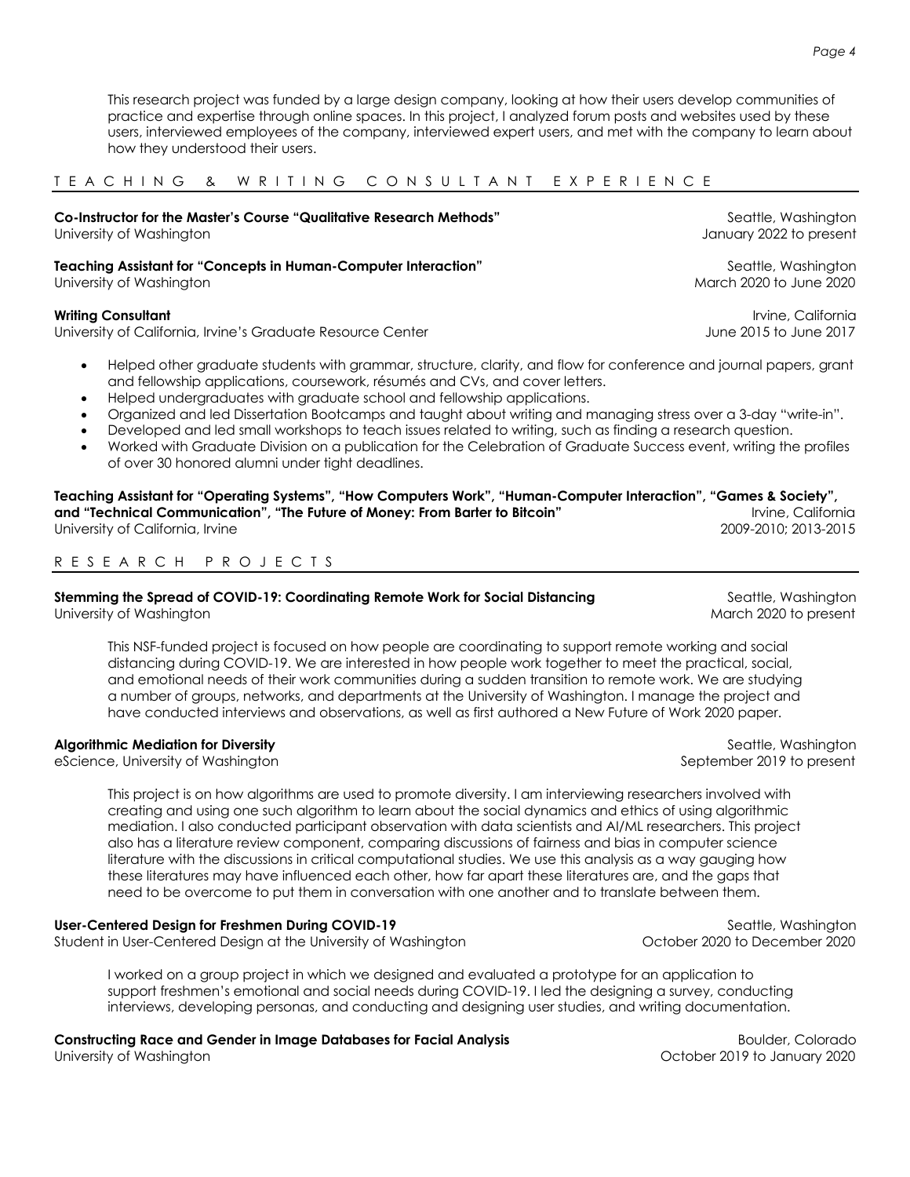This research project was funded by a large design company, looking at how their users develop communities of practice and expertise through online spaces. In this project, I analyzed forum posts and websites used by these users, interviewed employees of the company, interviewed expert users, and met with the company to learn about how they understood their users.

## TEACHING & WRITING CONSULTANT EXPERIENCE

**Co-Instructor for the Master's Course "Qualitative Research Methods"** — Seattle, Washington
University of Washington — January 2022 to present

**Teaching Assistant for "Concepts in Human-Computer Interaction"** — Seattle, Washington
University of Washington — March 2020 to June 2020

**Writing Consultant** — Irvine, California
University of California, Irvine's Graduate Resource Center — June 2015 to June 2017

- Helped other graduate students with grammar, structure, clarity, and flow for conference and journal papers, grant and fellowship applications, coursework, résumés and CVs, and cover letters.
- Helped undergraduates with graduate school and fellowship applications.
- Organized and led Dissertation Bootcamps and taught about writing and managing stress over a 3-day "write-in".
- Developed and led small workshops to teach issues related to writing, such as finding a research question.
- Worked with Graduate Division on a publication for the Celebration of Graduate Success event, writing the profiles of over 30 honored alumni under tight deadlines.

**Teaching Assistant for "Operating Systems", "How Computers Work", "Human-Computer Interaction", "Games & Society", and "Technical Communication", "The Future of Money: From Barter to Bitcoin"** — Irvine, California
University of California, Irvine — 2009-2010; 2013-2015

## RESEARCH PROJECTS

**Stemming the Spread of COVID-19: Coordinating Remote Work for Social Distancing** — Seattle, Washington
University of Washington — March 2020 to present

This NSF-funded project is focused on how people are coordinating to support remote working and social distancing during COVID-19. We are interested in how people work together to meet the practical, social, and emotional needs of their work communities during a sudden transition to remote work. We are studying a number of groups, networks, and departments at the University of Washington. I manage the project and have conducted interviews and observations, as well as first authored a New Future of Work 2020 paper.

**Algorithmic Mediation for Diversity** — Seattle, Washington
eScience, University of Washington — September 2019 to present

This project is on how algorithms are used to promote diversity. I am interviewing researchers involved with creating and using one such algorithm to learn about the social dynamics and ethics of using algorithmic mediation. I also conducted participant observation with data scientists and AI/ML researchers. This project also has a literature review component, comparing discussions of fairness and bias in computer science literature with the discussions in critical computational studies. We use this analysis as a way gauging how these literatures may have influenced each other, how far apart these literatures are, and the gaps that need to be overcome to put them in conversation with one another and to translate between them.

**User-Centered Design for Freshmen During COVID-19** — Seattle, Washington
Student in User-Centered Design at the University of Washington — October 2020 to December 2020

I worked on a group project in which we designed and evaluated a prototype for an application to support freshmen's emotional and social needs during COVID-19. I led the designing a survey, conducting interviews, developing personas, and conducting and designing user studies, and writing documentation.

**Constructing Race and Gender in Image Databases for Facial Analysis** — Boulder, Colorado
University of Washington — October 2019 to January 2020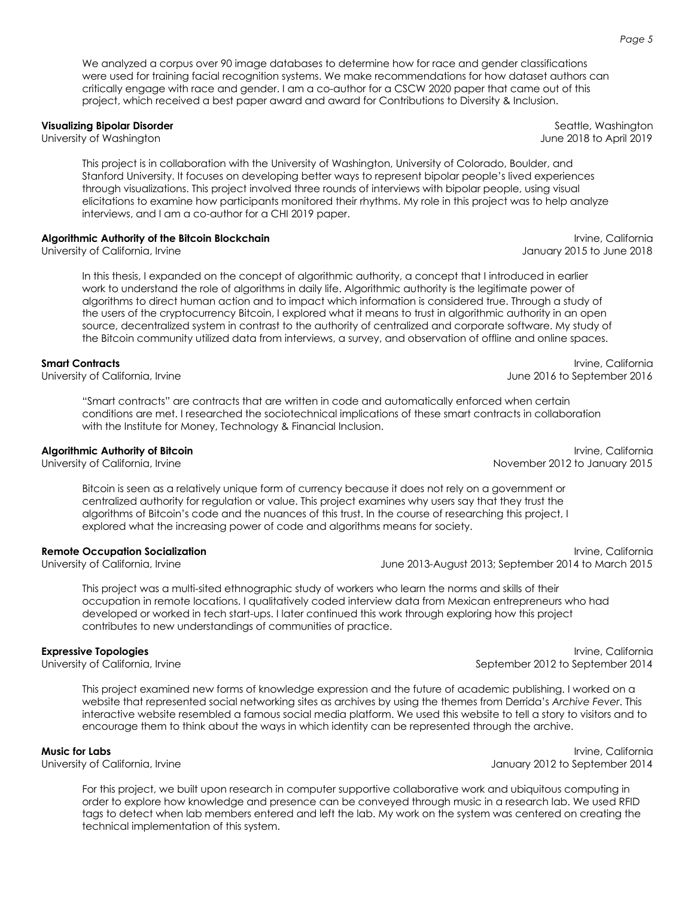We analyzed a corpus over 90 image databases to determine how for race and gender classifications were used for training facial recognition systems. We make recommendations for how dataset authors can critically engage with race and gender. I am a co-author for a CSCW 2020 paper that came out of this project, which received a best paper award and award for Contributions to Diversity & Inclusion.

**Visualizing Bipolar Disorder** — Seattle, Washington
University of Washington — June 2018 to April 2019

This project is in collaboration with the University of Washington, University of Colorado, Boulder, and Stanford University. It focuses on developing better ways to represent bipolar people's lived experiences through visualizations. This project involved three rounds of interviews with bipolar people, using visual elicitations to examine how participants monitored their rhythms. My role in this project was to help analyze interviews, and I am a co-author for a CHI 2019 paper.

**Algorithmic Authority of the Bitcoin Blockchain** — Irvine, California
University of California, Irvine — January 2015 to June 2018

In this thesis, I expanded on the concept of algorithmic authority, a concept that I introduced in earlier work to understand the role of algorithms in daily life. Algorithmic authority is the legitimate power of algorithms to direct human action and to impact which information is considered true. Through a study of the users of the cryptocurrency Bitcoin, I explored what it means to trust in algorithmic authority in an open source, decentralized system in contrast to the authority of centralized and corporate software. My study of the Bitcoin community utilized data from interviews, a survey, and observation of offline and online spaces.

**Smart Contracts** — Irvine, California
University of California, Irvine — June 2016 to September 2016

"Smart contracts" are contracts that are written in code and automatically enforced when certain conditions are met. I researched the sociotechnical implications of these smart contracts in collaboration with the Institute for Money, Technology & Financial Inclusion.

**Algorithmic Authority of Bitcoin** — Irvine, California
University of California, Irvine — November 2012 to January 2015

Bitcoin is seen as a relatively unique form of currency because it does not rely on a government or centralized authority for regulation or value. This project examines why users say that they trust the algorithms of Bitcoin's code and the nuances of this trust. In the course of researching this project, I explored what the increasing power of code and algorithms means for society.

**Remote Occupation Socialization** — Irvine, California
University of California, Irvine — June 2013-August 2013; September 2014 to March 2015

This project was a multi-sited ethnographic study of workers who learn the norms and skills of their occupation in remote locations. I qualitatively coded interview data from Mexican entrepreneurs who had developed or worked in tech start-ups. I later continued this work through exploring how this project contributes to new understandings of communities of practice.

**Expressive Topologies** — Irvine, California
University of California, Irvine — September 2012 to September 2014

This project examined new forms of knowledge expression and the future of academic publishing. I worked on a website that represented social networking sites as archives by using the themes from Derrida's *Archive Fever*. This interactive website resembled a famous social media platform. We used this website to tell a story to visitors and to encourage them to think about the ways in which identity can be represented through the archive.

**Music for Labs** — Irvine, California
University of California, Irvine — January 2012 to September 2014

For this project, we built upon research in computer supportive collaborative work and ubiquitous computing in order to explore how knowledge and presence can be conveyed through music in a research lab. We used RFID tags to detect when lab members entered and left the lab. My work on the system was centered on creating the technical implementation of this system.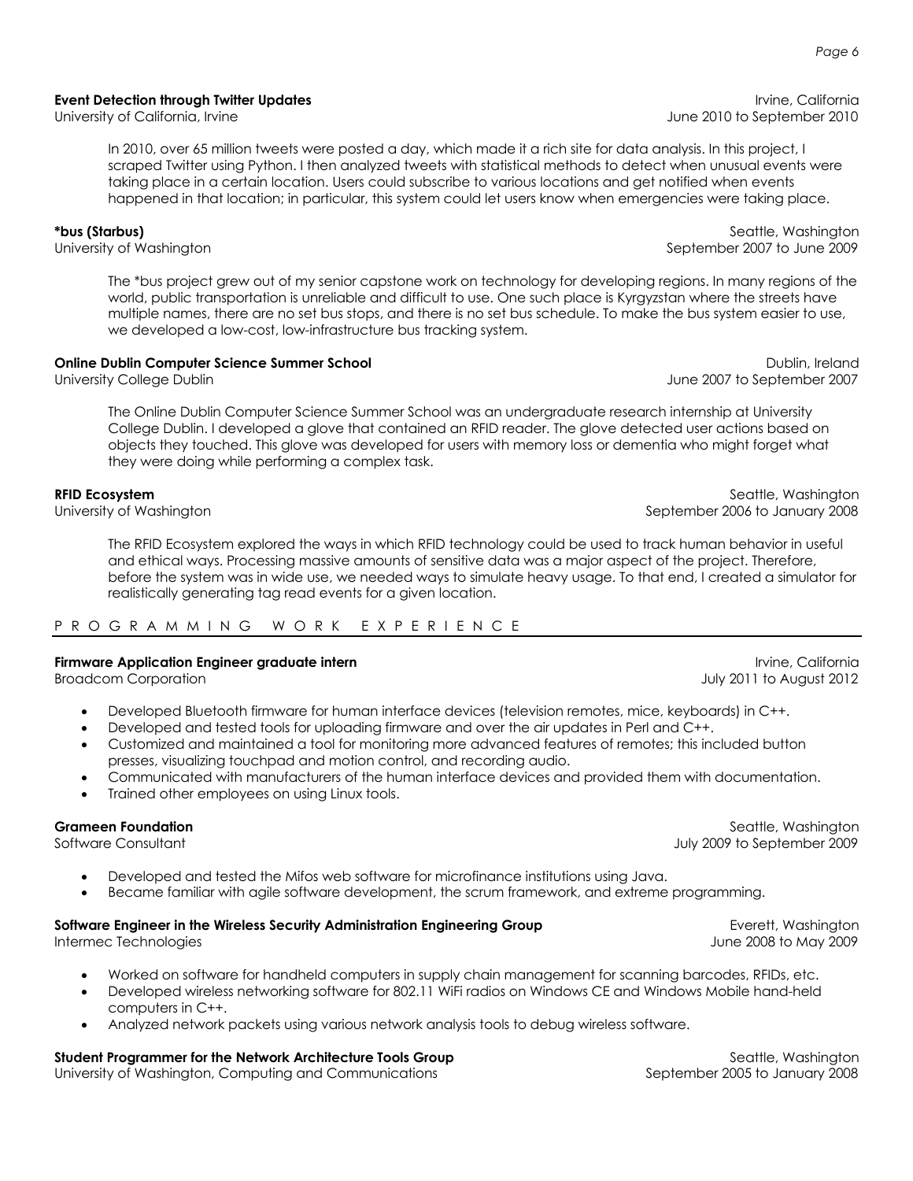**Event Detection through Twitter Updates** Irvine, California
University of California, Irvine June 2010 to September 2010

In 2010, over 65 million tweets were posted a day, which made it a rich site for data analysis. In this project, I scraped Twitter using Python. I then analyzed tweets with statistical methods to detect when unusual events were taking place in a certain location. Users could subscribe to various locations and get notified when events happened in that location; in particular, this system could let users know when emergencies were taking place.

***bus (Starbus)** Seattle, Washington
University of Washington September 2007 to June 2009

The *bus project grew out of my senior capstone work on technology for developing regions. In many regions of the world, public transportation is unreliable and difficult to use. One such place is Kyrgyzstan where the streets have multiple names, there are no set bus stops, and there is no set bus schedule. To make the bus system easier to use, we developed a low-cost, low-infrastructure bus tracking system.

**Online Dublin Computer Science Summer School** Dublin, Ireland
University College Dublin June 2007 to September 2007

The Online Dublin Computer Science Summer School was an undergraduate research internship at University College Dublin. I developed a glove that contained an RFID reader. The glove detected user actions based on objects they touched. This glove was developed for users with memory loss or dementia who might forget what they were doing while performing a complex task.

**RFID Ecosystem** Seattle, Washington
University of Washington September 2006 to January 2008

The RFID Ecosystem explored the ways in which RFID technology could be used to track human behavior in useful and ethical ways. Processing massive amounts of sensitive data was a major aspect of the project. Therefore, before the system was in wide use, we needed ways to simulate heavy usage. To that end, I created a simulator for realistically generating tag read events for a given location.

## PROGRAMMING WORK EXPERIENCE

**Firmware Application Engineer graduate intern** Irvine, California
Broadcom Corporation July 2011 to August 2012

- Developed Bluetooth firmware for human interface devices (television remotes, mice, keyboards) in C++.
- Developed and tested tools for uploading firmware and over the air updates in Perl and C++.
- Customized and maintained a tool for monitoring more advanced features of remotes; this included button presses, visualizing touchpad and motion control, and recording audio.
- Communicated with manufacturers of the human interface devices and provided them with documentation.
- Trained other employees on using Linux tools.

**Grameen Foundation** Seattle, Washington
Software Consultant July 2009 to September 2009

- Developed and tested the Mifos web software for microfinance institutions using Java.
- Became familiar with agile software development, the scrum framework, and extreme programming.

**Software Engineer in the Wireless Security Administration Engineering Group** Everett, Washington
Intermec Technologies June 2008 to May 2009

- Worked on software for handheld computers in supply chain management for scanning barcodes, RFIDs, etc.
- Developed wireless networking software for 802.11 WiFi radios on Windows CE and Windows Mobile hand-held computers in C++.
- Analyzed network packets using various network analysis tools to debug wireless software.

**Student Programmer for the Network Architecture Tools Group** Seattle, Washington
University of Washington, Computing and Communications September 2005 to January 2008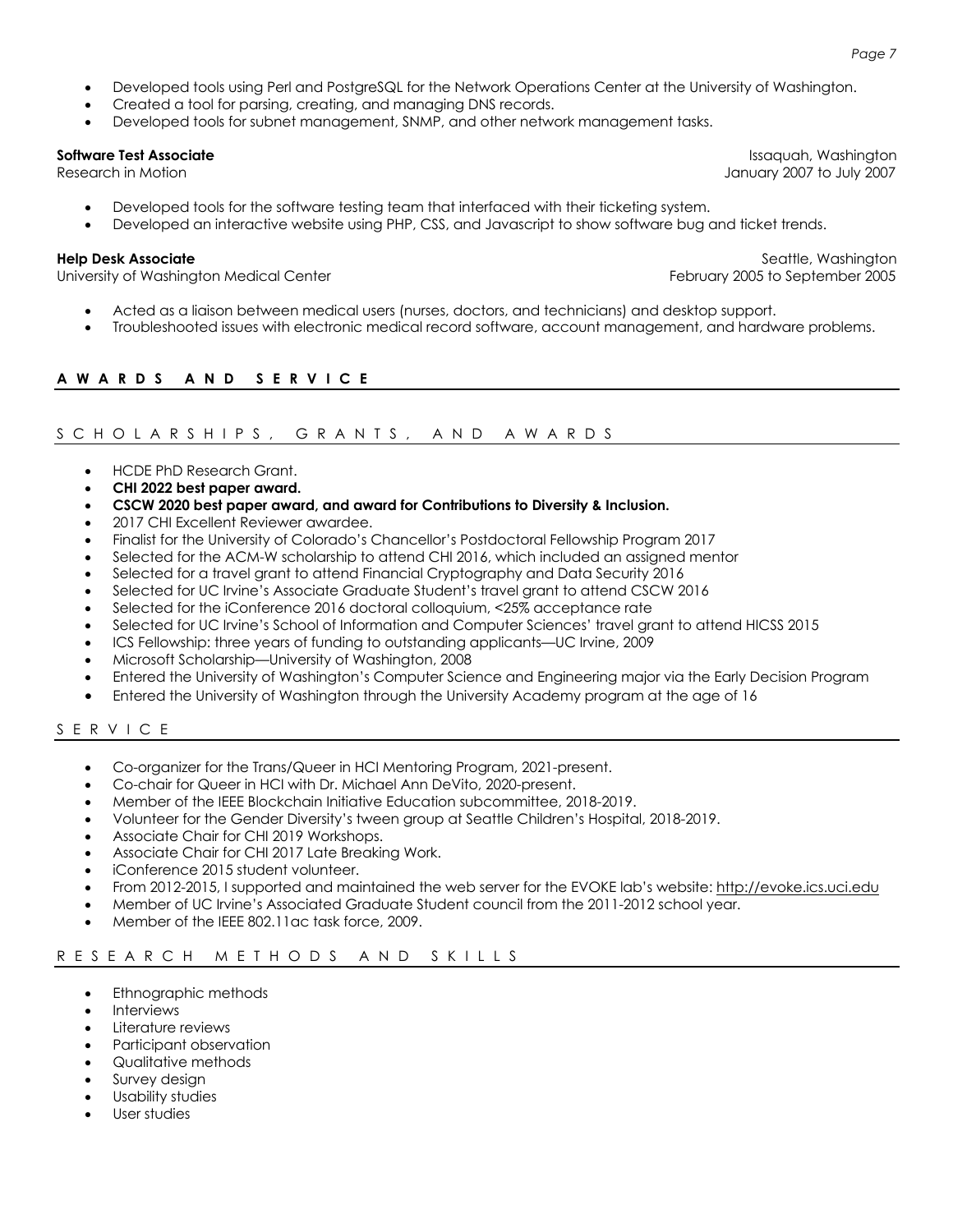- Developed tools using Perl and PostgreSQL for the Network Operations Center at the University of Washington.
- Created a tool for parsing, creating, and managing DNS records.
- Developed tools for subnet management, SNMP, and other network management tasks.

**Software Test Associate** — Issaquah, Washington
Research in Motion — January 2007 to July 2007

- Developed tools for the software testing team that interfaced with their ticketing system.
- Developed an interactive website using PHP, CSS, and Javascript to show software bug and ticket trends.

**Help Desk Associate** — Seattle, Washington
University of Washington Medical Center — February 2005 to September 2005

- Acted as a liaison between medical users (nurses, doctors, and technicians) and desktop support.
- Troubleshooted issues with electronic medical record software, account management, and hardware problems.

## AWARDS AND SERVICE

### SCHOLARSHIPS, GRANTS, AND AWARDS

- HCDE PhD Research Grant.
- **CHI 2022 best paper award.**
- **CSCW 2020 best paper award, and award for Contributions to Diversity & Inclusion.**
- 2017 CHI Excellent Reviewer awardee.
- Finalist for the University of Colorado's Chancellor's Postdoctoral Fellowship Program 2017
- Selected for the ACM-W scholarship to attend CHI 2016, which included an assigned mentor
- Selected for a travel grant to attend Financial Cryptography and Data Security 2016
- Selected for UC Irvine's Associate Graduate Student's travel grant to attend CSCW 2016
- Selected for the iConference 2016 doctoral colloquium, <25% acceptance rate
- Selected for UC Irvine's School of Information and Computer Sciences' travel grant to attend HICSS 2015
- ICS Fellowship: three years of funding to outstanding applicants—UC Irvine, 2009
- Microsoft Scholarship—University of Washington, 2008
- Entered the University of Washington's Computer Science and Engineering major via the Early Decision Program
- Entered the University of Washington through the University Academy program at the age of 16

### SERVICE

- Co-organizer for the Trans/Queer in HCI Mentoring Program, 2021-present.
- Co-chair for Queer in HCI with Dr. Michael Ann DeVito, 2020-present.
- Member of the IEEE Blockchain Initiative Education subcommittee, 2018-2019.
- Volunteer for the Gender Diversity's tween group at Seattle Children's Hospital, 2018-2019.
- Associate Chair for CHI 2019 Workshops.
- Associate Chair for CHI 2017 Late Breaking Work.
- iConference 2015 student volunteer.
- From 2012-2015, I supported and maintained the web server for the EVOKE lab's website: http://evoke.ics.uci.edu
- Member of UC Irvine's Associated Graduate Student council from the 2011-2012 school year.
- Member of the IEEE 802.11ac task force, 2009.

### RESEARCH METHODS AND SKILLS

- Ethnographic methods
- Interviews
- Literature reviews
- Participant observation
- Qualitative methods
- Survey design
- Usability studies
- User studies